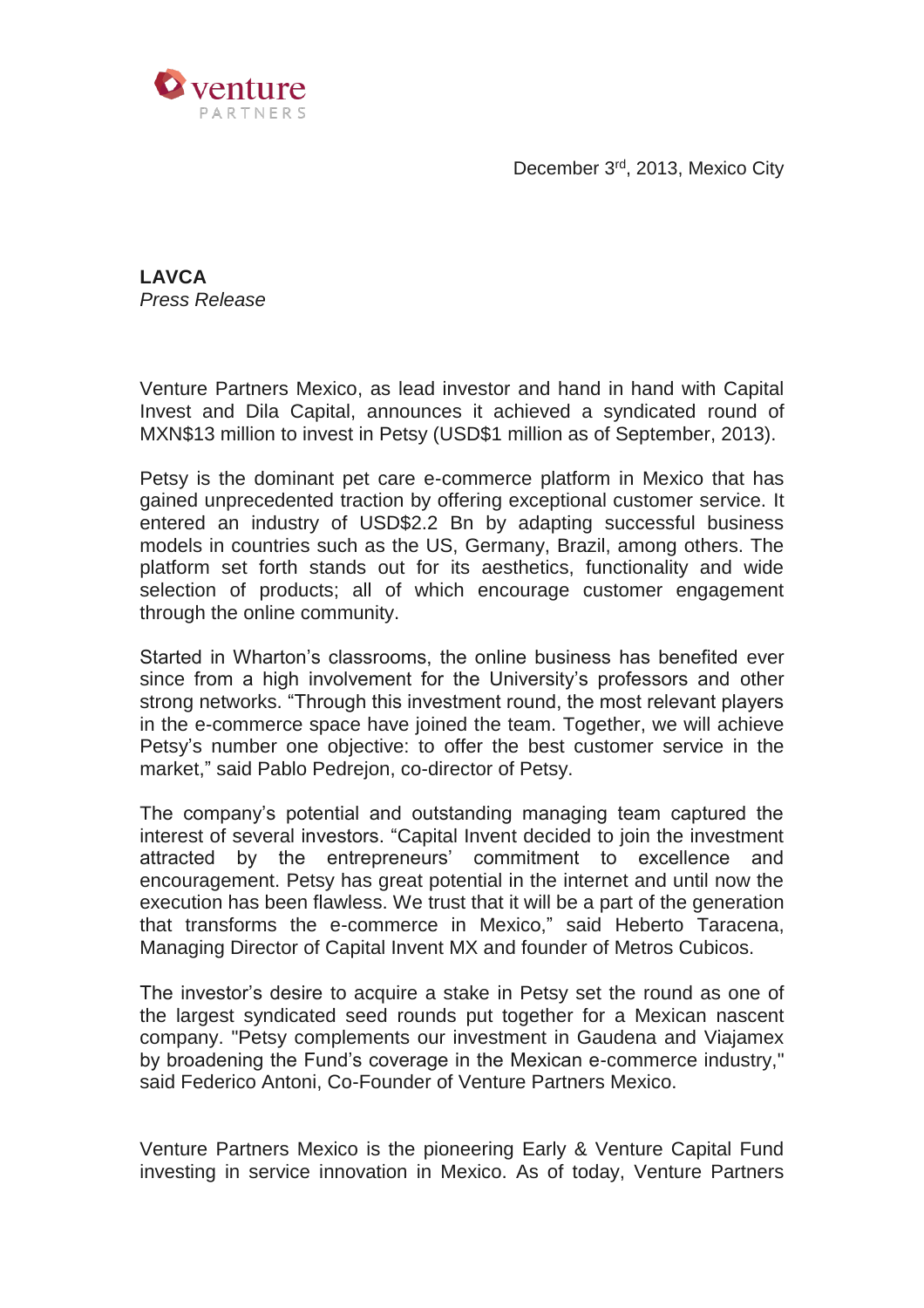venture PARTNERS

December 3rd, 2013, Mexico City

**LAVCA**
*Press Release*

Venture Partners Mexico, as lead investor and hand in hand with Capital Invest and Dila Capital, announces it achieved a syndicated round of MXN$13 million to invest in Petsy (USD$1 million as of September, 2013).

Petsy is the dominant pet care e-commerce platform in Mexico that has gained unprecedented traction by offering exceptional customer service. It entered an industry of USD$2.2 Bn by adapting successful business models in countries such as the US, Germany, Brazil, among others. The platform set forth stands out for its aesthetics, functionality and wide selection of products; all of which encourage customer engagement through the online community.

Started in Wharton's classrooms, the online business has benefited ever since from a high involvement for the University's professors and other strong networks. "Through this investment round, the most relevant players in the e-commerce space have joined the team. Together, we will achieve Petsy's number one objective: to offer the best customer service in the market," said Pablo Pedrejon, co-director of Petsy.

The company's potential and outstanding managing team captured the interest of several investors. "Capital Invent decided to join the investment attracted by the entrepreneurs' commitment to excellence and encouragement. Petsy has great potential in the internet and until now the execution has been flawless. We trust that it will be a part of the generation that transforms the e-commerce in Mexico," said Heberto Taracena, Managing Director of Capital Invent MX and founder of Metros Cubicos.

The investor's desire to acquire a stake in Petsy set the round as one of the largest syndicated seed rounds put together for a Mexican nascent company. "Petsy complements our investment in Gaudena and Viajamex by broadening the Fund's coverage in the Mexican e-commerce industry," said Federico Antoni, Co-Founder of Venture Partners Mexico.

Venture Partners Mexico is the pioneering Early & Venture Capital Fund investing in service innovation in Mexico. As of today, Venture Partners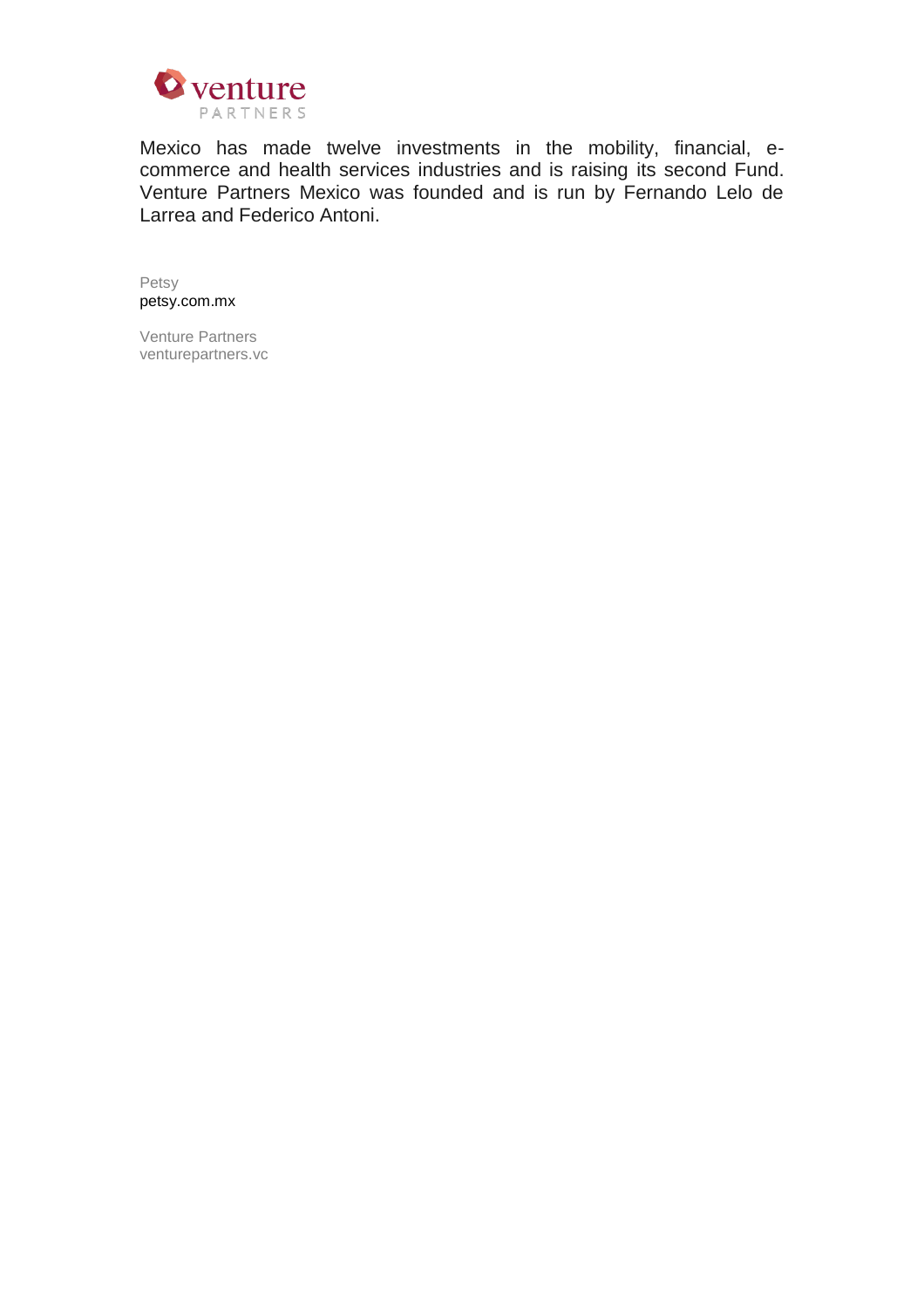Mexico has made twelve investments in the mobility, financial, e-commerce and health services industries and is raising its second Fund. Venture Partners Mexico was founded and is run by Fernando Lelo de Larrea and Federico Antoni.

Petsy
petsy.com.mx

Venture Partners
venturepartners.vc